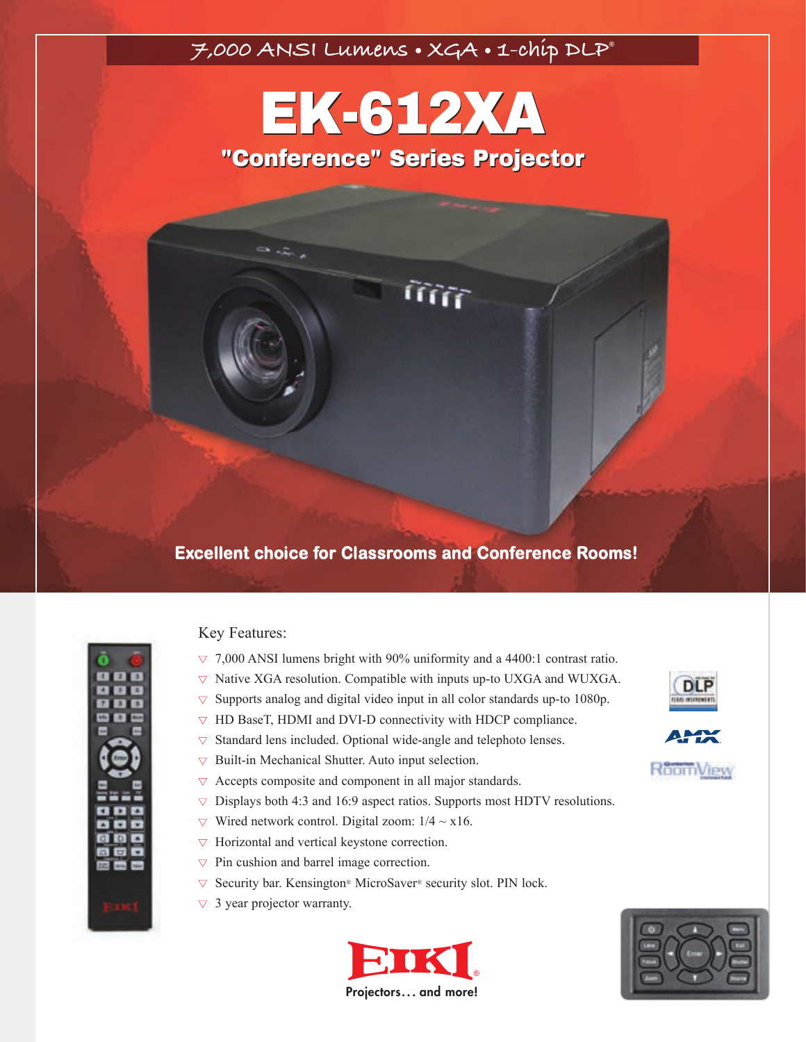7,000 ANSI Lumens • XGA • 1-chip DLP®

# EK-612XA

## "Conference" Series Projector

**Excellent choice for Classrooms and Conference Rooms!**

### Key Features:

- 7,000 ANSI lumens bright with 90% uniformity and a 4400:1 contrast ratio.
- Native XGA resolution. Compatible with inputs up-to UXGA and WUXGA.
- Supports analog and digital video input in all color standards up-to 1080p.
- HD BaseT, HDMI and DVI-D connectivity with HDCP compliance.
- Standard lens included. Optional wide-angle and telephoto lenses.
- Built-in Mechanical Shutter. Auto input selection.
- Accepts composite and component in all major standards.
- Displays both 4:3 and 16:9 aspect ratios. Supports most HDTV resolutions.
- Wired network control. Digital zoom: 1/4 ~ x16.
- Horizontal and vertical keystone correction.
- Pin cushion and barrel image correction.
- Security bar. Kensington® MicroSaver® security slot. PIN lock.
- 3 year projector warranty.

EIKI®
Projectors… and more!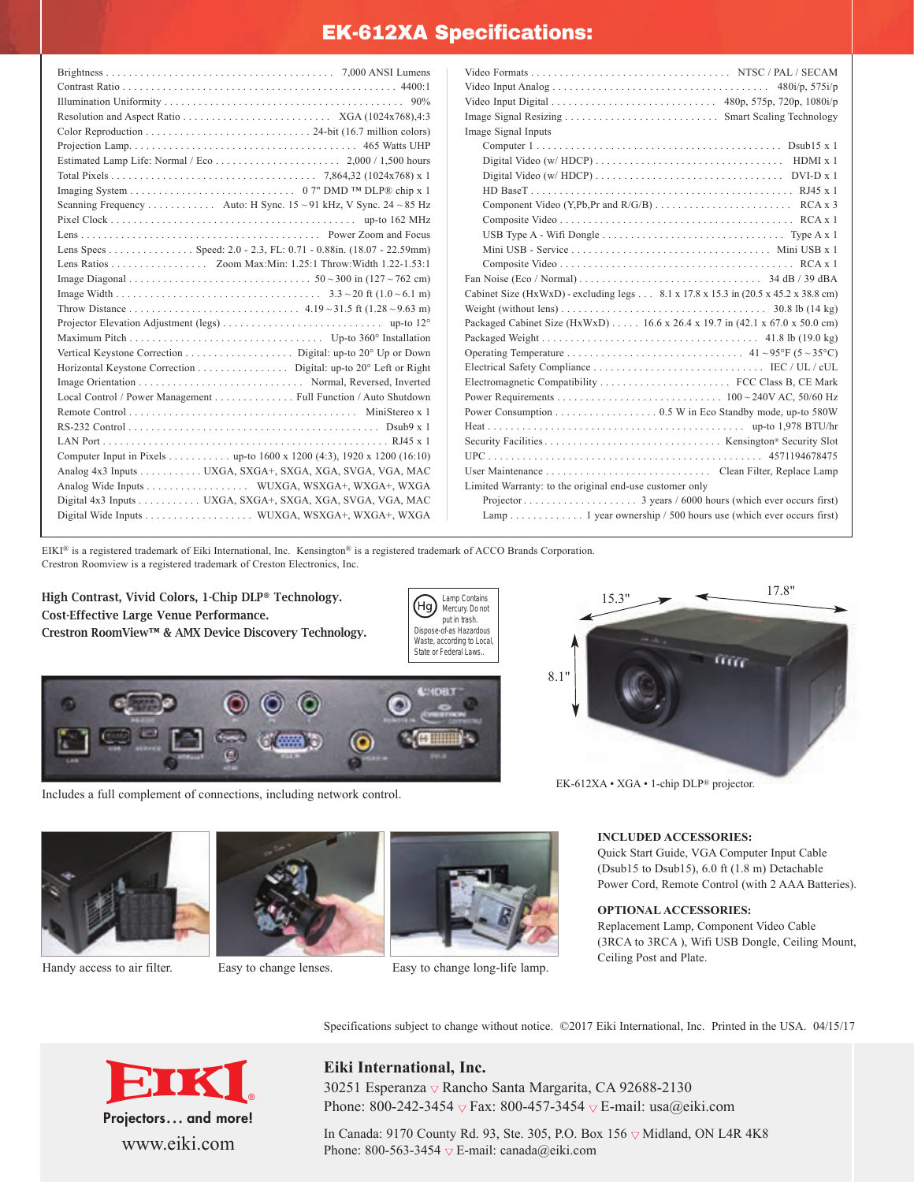# EK-612XA Specifications:

| | |
|---|---|
| Brightness | 7,000 ANSI Lumens |
| Contrast Ratio | 4400:1 |
| Illumination Uniformity | 90% |
| Resolution and Aspect Ratio | XGA (1024x768),4:3 |
| Color Reproduction | 24-bit (16.7 million colors) |
| Projection Lamp | 465 Watts UHP |
| Estimated Lamp Life: Normal / Eco | 2,000 / 1,500 hours |
| Total Pixels | 7,864,32 (1024x768) x 1 |
| Imaging System | 0 7" DMD ™ DLP® chip x 1 |
| Scanning Frequency | Auto: H Sync. 15 ~ 91 kHz, V Sync. 24 ~ 85 Hz |
| Pixel Clock | up-to 162 MHz |
| Lens | Power Zoom and Focus |
| Lens Specs | Speed: 2.0 - 2.3, FL: 0.71 - 0.88in. (18.07 - 22.59mm) |
| Lens Ratios | Zoom Max:Min: 1.25:1 Throw:Width 1.22-1.53:1 |
| Image Diagonal | 50 ~ 300 in (127 ~ 762 cm) |
| Image Width | 3.3 ~ 20 ft (1.0 ~ 6.1 m) |
| Throw Distance | 4.19 ~ 31.5 ft (1.28 ~ 9.63 m) |
| Projector Elevation Adjustment (legs) | up-to 12° |
| Maximum Pitch | Up-to 360° Installation |
| Vertical Keystone Correction | Digital: up-to 20° Up or Down |
| Horizontal Keystone Correction | Digital: up-to 20° Left or Right |
| Image Orientation | Normal, Reversed, Inverted |
| Local Control / Power Management | Full Function / Auto Shutdown |
| Remote Control | MiniStereo x 1 |
| RS-232 Control | Dsub9 x 1 |
| LAN Port | RJ45 x 1 |
| Computer Input in Pixels | up-to 1600 x 1200 (4:3), 1920 x 1200 (16:10) |
| Analog 4x3 Inputs | UXGA, SXGA+, SXGA, XGA, SVGA, VGA, MAC |
| Analog Wide Inputs | WUXGA, WSXGA+, WXGA+, WXGA |
| Digital 4x3 Inputs | UXGA, SXGA+, SXGA, XGA, SVGA, VGA, MAC |
| Digital Wide Inputs | WUXGA, WSXGA+, WXGA+, WXGA |
| Video Formats | NTSC / PAL / SECAM |
| Video Input Analog | 480i/p, 575i/p |
| Video Input Digital | 480p, 575p, 720p, 1080i/p |
| Image Signal Resizing | Smart Scaling Technology |
| Image Signal Inputs | |
| Computer 1 | Dsub15 x 1 |
| Digital Video (w/ HDCP) | HDMI x 1 |
| Digital Video (w/ HDCP) | DVI-D x 1 |
| HD BaseT | RJ45 x 1 |
| Component Video (Y,Pb,Pr and R/G/B) | RCA x 3 |
| Composite Video | RCA x 1 |
| USB Type A - Wifi Dongle | Type A x 1 |
| Mini USB - Service | Mini USB x 1 |
| Composite Video | RCA x 1 |
| Fan Noise (Eco / Normal) | 34 dB / 39 dBA |
| Cabinet Size (HxWxD) - excluding legs | 8.1 x 17.8 x 15.3 in (20.5 x 45.2 x 38.8 cm) |
| Weight (without lens) | 30.8 lb (14 kg) |
| Packaged Cabinet Size (HxWxD) | 16.6 x 26.4 x 19.7 in (42.1 x 67.0 x 50.0 cm) |
| Packaged Weight | 41.8 lb (19.0 kg) |
| Operating Temperature | 41 ~ 95°F (5 ~ 35°C) |
| Electrical Safety Compliance | IEC / UL / cUL |
| Electromagnetic Compatibility | FCC Class B, CE Mark |
| Power Requirements | 100 ~ 240V AC, 50/60 Hz |
| Power Consumption | 0.5 W in Eco Standby mode, up-to 580W |
| Heat | up-to 1,978 BTU/hr |
| Security Facilities | Kensington® Security Slot |
| UPC | 4571194678475 |
| User Maintenance | Clean Filter, Replace Lamp |
| Limited Warranty: to the original end-use customer only | |
| Projector | 3 years / 6000 hours (which ever occurs first) |
| Lamp | 1 year ownership / 500 hours use (which ever occurs first) |

EIKI® is a registered trademark of Eiki International, Inc. Kensington® is a registered trademark of ACCO Brands Corporation.
Crestron Roomview is a registered trademark of Creston Electronics, Inc.

**High Contrast, Vivid Colors, 1-Chip DLP® Technology.**
**Cost-Effective Large Venue Performance.**
**Crestron RoomView™ & AMX Device Discovery Technology.**

Hg Lamp Contains Mercury. Do not put in trash. Dispose-of-as Hazardous Waste, according to Local, State or Federal Laws..

15.3" 17.8" 8.1"

Includes a full complement of connections, including network control.

EK-612XA • XGA • 1-chip DLP® projector.

Handy access to air filter.

Easy to change lenses.

Easy to change long-life lamp.

**INCLUDED ACCESSORIES:**
Quick Start Guide, VGA Computer Input Cable (Dsub15 to Dsub15), 6.0 ft (1.8 m) Detachable Power Cord, Remote Control (with 2 AAA Batteries).

**OPTIONAL ACCESSORIES:**
Replacement Lamp, Component Video Cable (3RCA to 3RCA ), Wifi USB Dongle, Ceiling Mount, Ceiling Post and Plate.

Specifications subject to change without notice. ©2017 Eiki International, Inc. Printed in the USA. 04/15/17

EIKI® Projectors… and more!
www.eiki.com

**Eiki International, Inc.**
30251 Esperanza ▽ Rancho Santa Margarita, CA 92688-2130
Phone: 800-242-3454 ▽ Fax: 800-457-3454 ▽ E-mail: usa@eiki.com

In Canada: 9170 County Rd. 93, Ste. 305, P.O. Box 156 ▽ Midland, ON L4R 4K8
Phone: 800-563-3454 ▽ E-mail: canada@eiki.com